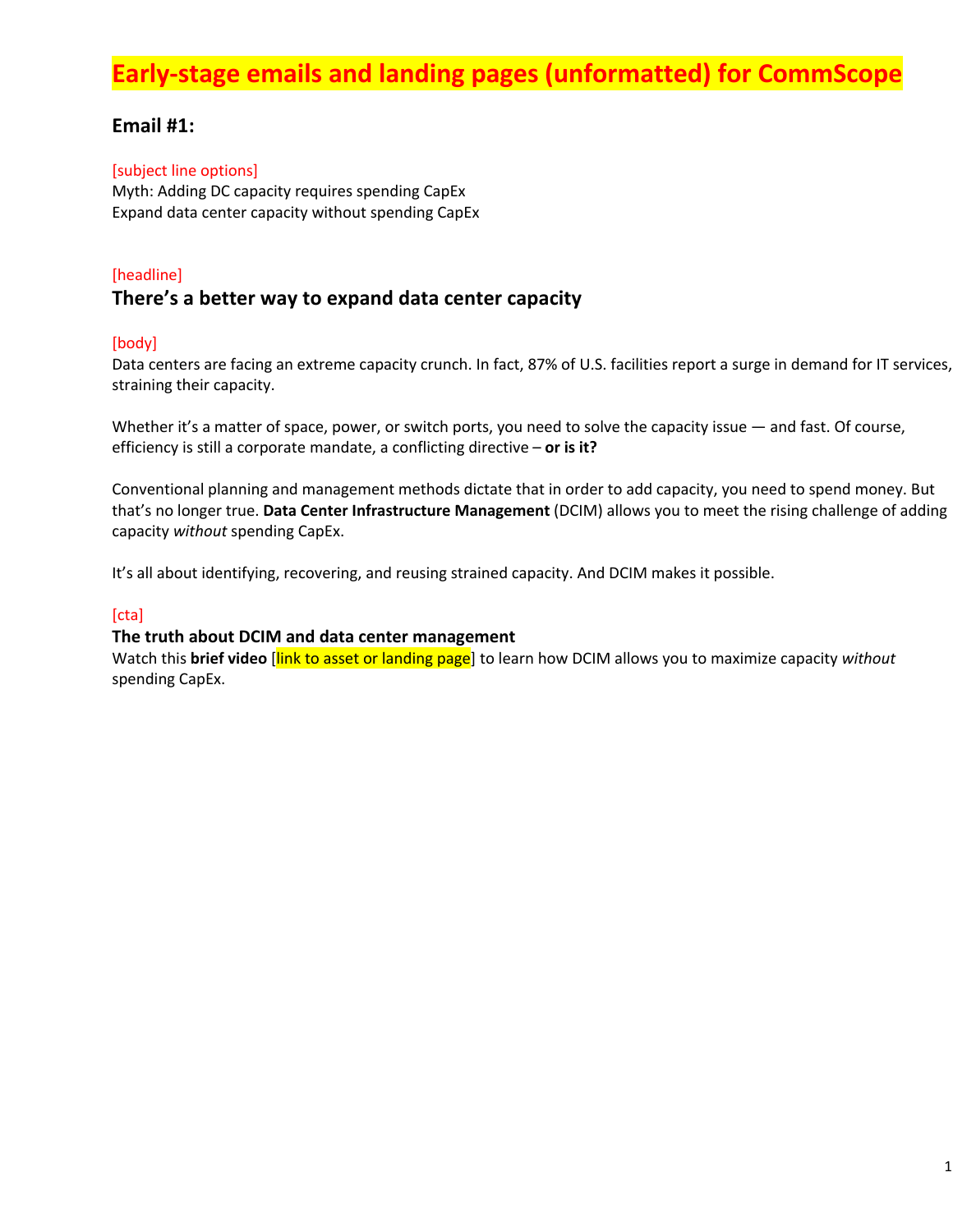# Early-stage emails and landing pages (unformatted) for CommScope

## Email #1:

[subject line options]
Myth: Adding DC capacity requires spending CapEx
Expand data center capacity without spending CapEx

[headline]

### There's a better way to expand data center capacity

[body]
Data centers are facing an extreme capacity crunch. In fact, 87% of U.S. facilities report a surge in demand for IT services, straining their capacity.

Whether it's a matter of space, power, or switch ports, you need to solve the capacity issue — and fast. Of course, efficiency is still a corporate mandate, a conflicting directive – **or is it?**

Conventional planning and management methods dictate that in order to add capacity, you need to spend money. But that's no longer true. **Data Center Infrastructure Management** (DCIM) allows you to meet the rising challenge of adding capacity *without* spending CapEx.

It's all about identifying, recovering, and reusing strained capacity. And DCIM makes it possible.

[cta]
**The truth about DCIM and data center management**
Watch this **brief video** [link to asset or landing page] to learn how DCIM allows you to maximize capacity *without* spending CapEx.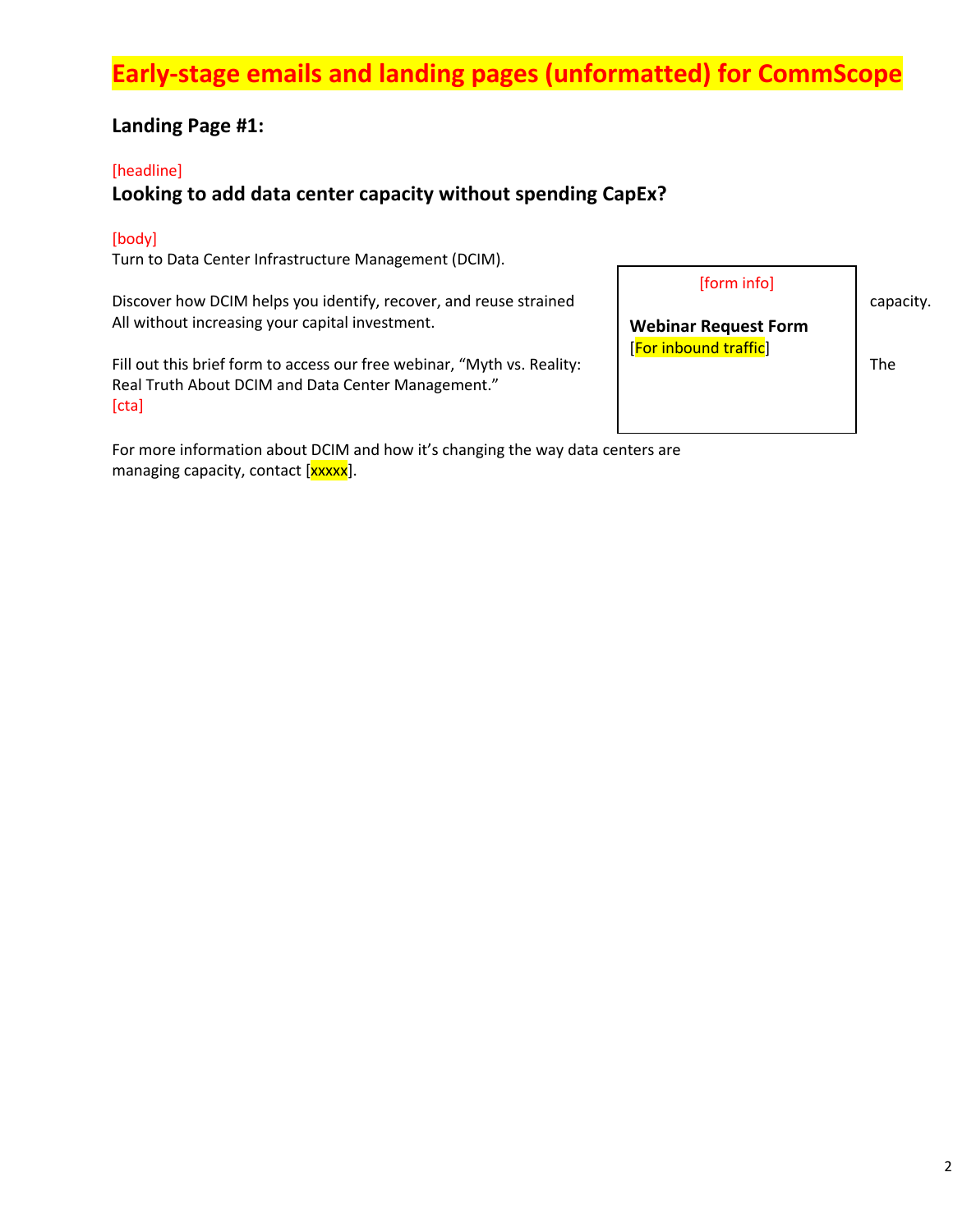# Early-stage emails and landing pages (unformatted) for CommScope

## Landing Page #1:

[headline]

### Looking to add data center capacity without spending CapEx?

[body]

Turn to Data Center Infrastructure Management (DCIM).

Discover how DCIM helps you identify, recover, and reuse strained capacity. All without increasing your capital investment.

Fill out this brief form to access our free webinar, “Myth vs. Reality: The Real Truth About DCIM and Data Center Management.”

[cta]

[form info]

**Webinar Request Form**

[For inbound traffic]

For more information about DCIM and how it’s changing the way data centers are managing capacity, contact [xxxxx].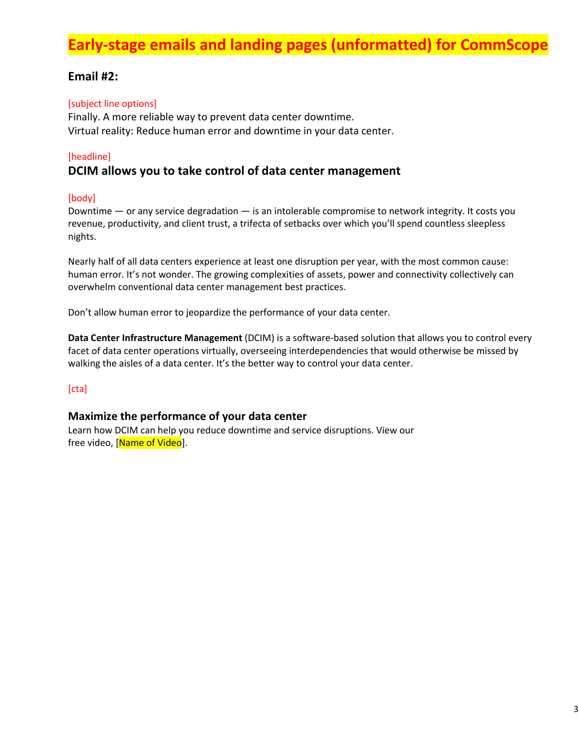# Early-stage emails and landing pages (unformatted) for CommScope

## Email #2:

[subject line options]

Finally. A more reliable way to prevent data center downtime.
Virtual reality: Reduce human error and downtime in your data center.

[headline]

### DCIM allows you to take control of data center management

[body]

Downtime — or any service degradation — is an intolerable compromise to network integrity. It costs you revenue, productivity, and client trust, a trifecta of setbacks over which you'll spend countless sleepless nights.

Nearly half of all data centers experience at least one disruption per year, with the most common cause: human error. It's not wonder. The growing complexities of assets, power and connectivity collectively can overwhelm conventional data center management best practices.

Don't allow human error to jeopardize the performance of your data center.

**Data Center Infrastructure Management** (DCIM) is a software-based solution that allows you to control every facet of data center operations virtually, overseeing interdependencies that would otherwise be missed by walking the aisles of a data center. It's the better way to control your data center.

[cta]

### Maximize the performance of your data center

Learn how DCIM can help you reduce downtime and service disruptions. View our free video, [Name of Video].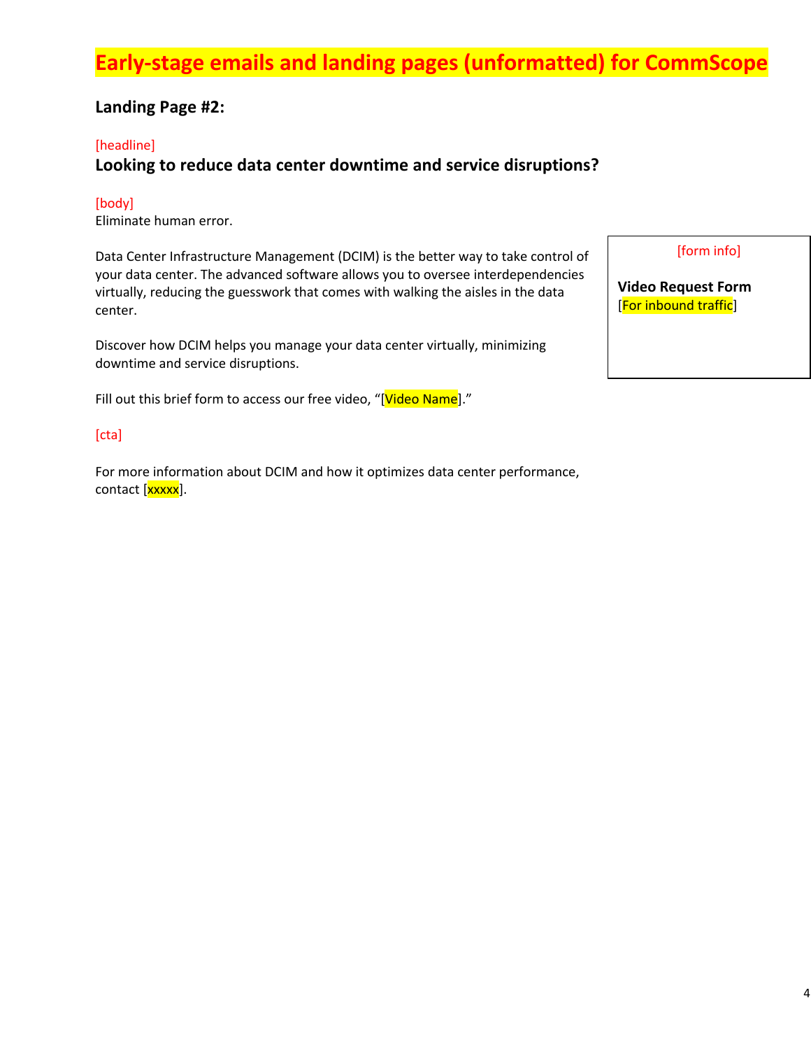# Early-stage emails and landing pages (unformatted) for CommScope

## Landing Page #2:

[headline]

### Looking to reduce data center downtime and service disruptions?

[body]

Eliminate human error.

Data Center Infrastructure Management (DCIM) is the better way to take control of your data center. The advanced software allows you to oversee interdependencies virtually, reducing the guesswork that comes with walking the aisles in the data center.

Discover how DCIM helps you manage your data center virtually, minimizing downtime and service disruptions.

Fill out this brief form to access our free video, "[Video Name]."

[cta]

For more information about DCIM and how it optimizes data center performance, contact [xxxxx].

[form info]

**Video Request Form**
[For inbound traffic]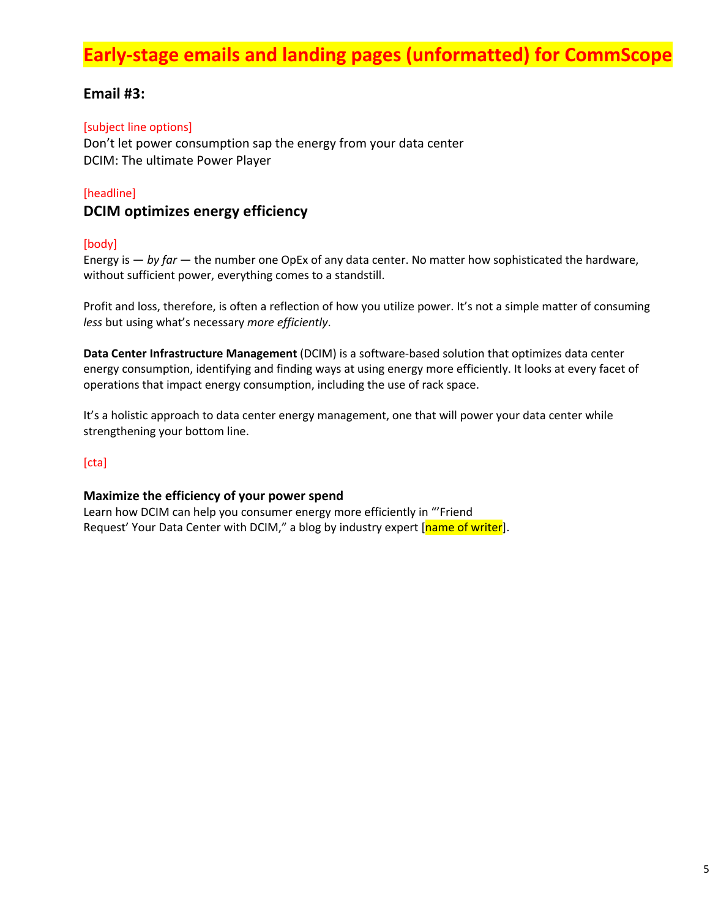# Early-stage emails and landing pages (unformatted) for CommScope

## Email #3:

[subject line options]

Don't let power consumption sap the energy from your data center
DCIM: The ultimate Power Player

[headline]

### DCIM optimizes energy efficiency

[body]

Energy is — *by far* — the number one OpEx of any data center. No matter how sophisticated the hardware, without sufficient power, everything comes to a standstill.

Profit and loss, therefore, is often a reflection of how you utilize power. It's not a simple matter of consuming *less* but using what's necessary *more efficiently*.

**Data Center Infrastructure Management** (DCIM) is a software-based solution that optimizes data center energy consumption, identifying and finding ways at using energy more efficiently. It looks at every facet of operations that impact energy consumption, including the use of rack space.

It's a holistic approach to data center energy management, one that will power your data center while strengthening your bottom line.

[cta]

**Maximize the efficiency of your power spend**
Learn how DCIM can help you consumer energy more efficiently in "'Friend Request' Your Data Center with DCIM," a blog by industry expert [name of writer].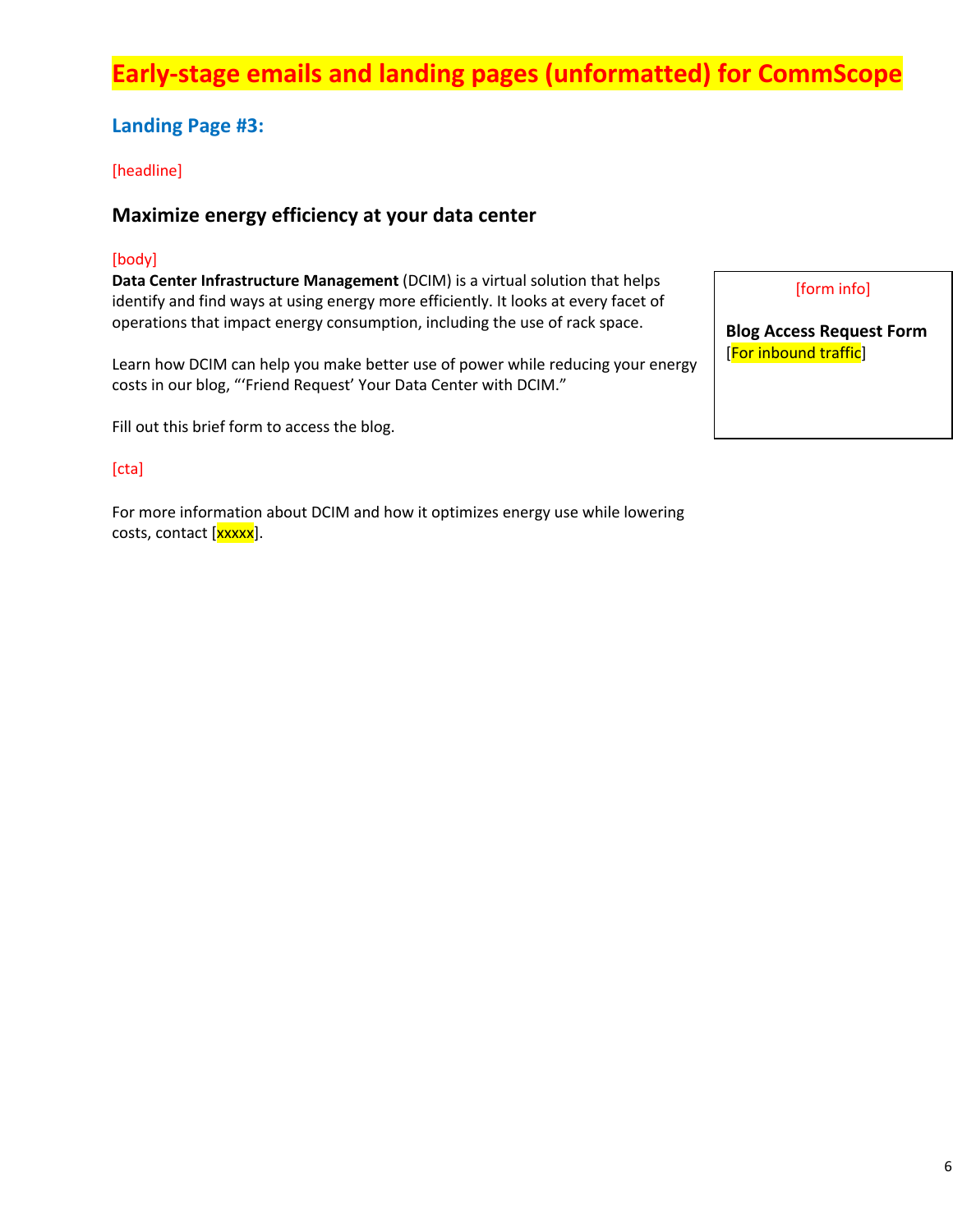# Early-stage emails and landing pages (unformatted) for CommScope

## Landing Page #3:

[headline]

### Maximize energy efficiency at your data center

[body]

**Data Center Infrastructure Management** (DCIM) is a virtual solution that helps identify and find ways at using energy more efficiently. It looks at every facet of operations that impact energy consumption, including the use of rack space.

Learn how DCIM can help you make better use of power while reducing your energy costs in our blog, "'Friend Request' Your Data Center with DCIM."

Fill out this brief form to access the blog.

[form info]

**Blog Access Request Form**
[For inbound traffic]

[cta]

For more information about DCIM and how it optimizes energy use while lowering costs, contact [xxxxx].